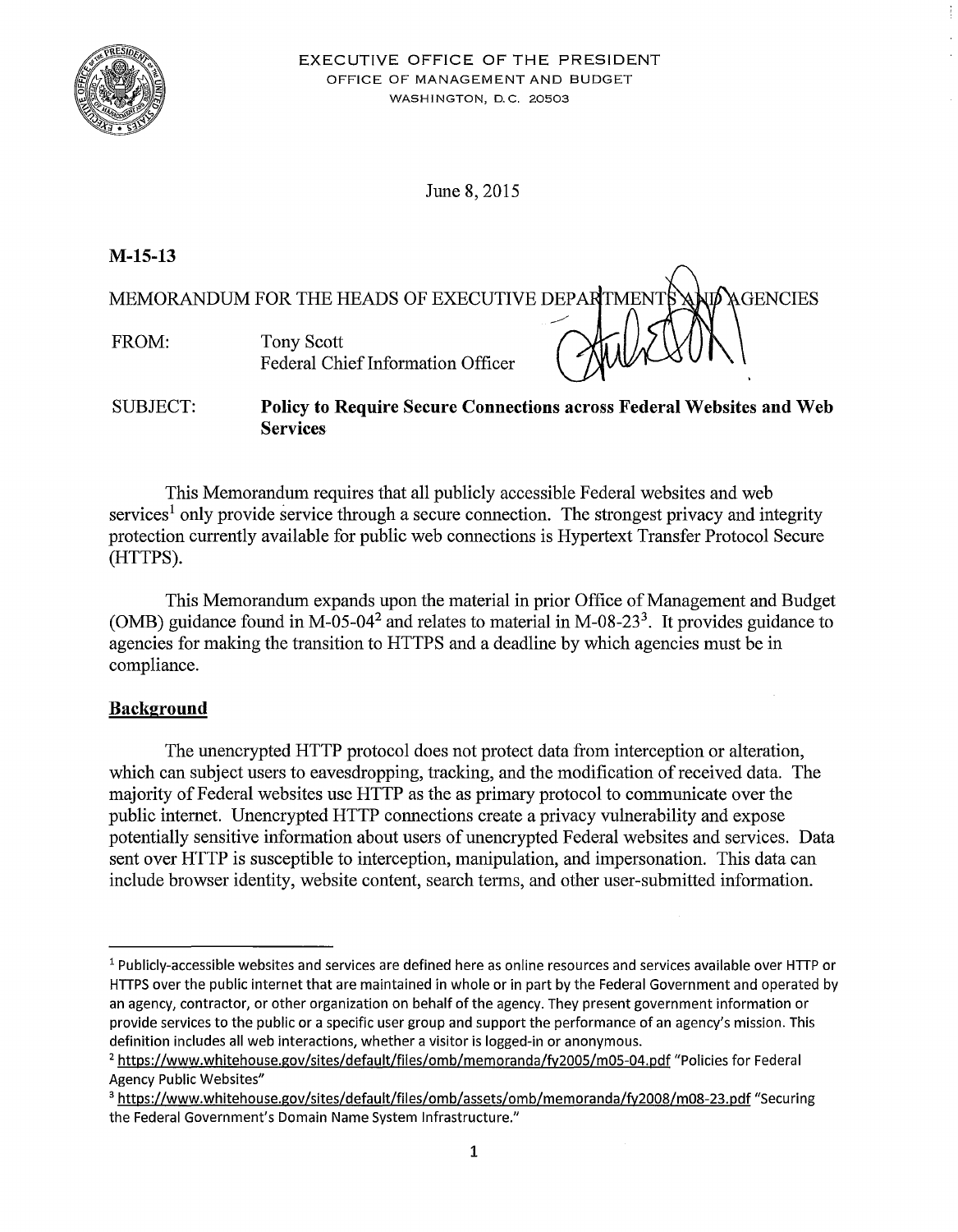EXECUTIVE OFFICE OF THE PRESIDENT
OFFICE OF MANAGEMENT AND BUDGET
WASHINGTON, D.C. 20503

June 8, 2015

**M-15-13**

MEMORANDUM FOR THE HEADS OF EXECUTIVE DEPARTMENTS AND AGENCIES

FROM: Tony Scott
Federal Chief Information Officer

SUBJECT: **Policy to Require Secure Connections across Federal Websites and Web Services**

This Memorandum requires that all publicly accessible Federal websites and web services[1] only provide service through a secure connection. The strongest privacy and integrity protection currently available for public web connections is Hypertext Transfer Protocol Secure (HTTPS).

This Memorandum expands upon the material in prior Office of Management and Budget (OMB) guidance found in M-05-04[2] and relates to material in M-08-23[3]. It provides guidance to agencies for making the transition to HTTPS and a deadline by which agencies must be in compliance.

## Background

The unencrypted HTTP protocol does not protect data from interception or alteration, which can subject users to eavesdropping, tracking, and the modification of received data. The majority of Federal websites use HTTP as the as primary protocol to communicate over the public internet. Unencrypted HTTP connections create a privacy vulnerability and expose potentially sensitive information about users of unencrypted Federal websites and services. Data sent over HTTP is susceptible to interception, manipulation, and impersonation. This data can include browser identity, website content, search terms, and other user-submitted information.

---

[1] Publicly-accessible websites and services are defined here as online resources and services available over HTTP or HTTPS over the public internet that are maintained in whole or in part by the Federal Government and operated by an agency, contractor, or other organization on behalf of the agency. They present government information or provide services to the public or a specific user group and support the performance of an agency's mission. This definition includes all web interactions, whether a visitor is logged-in or anonymous.

[2] https://www.whitehouse.gov/sites/default/files/omb/memoranda/fy2005/m05-04.pdf "Policies for Federal Agency Public Websites"

[3] https://www.whitehouse.gov/sites/default/files/omb/assets/omb/memoranda/fy2008/m08-23.pdf "Securing the Federal Government's Domain Name System Infrastructure."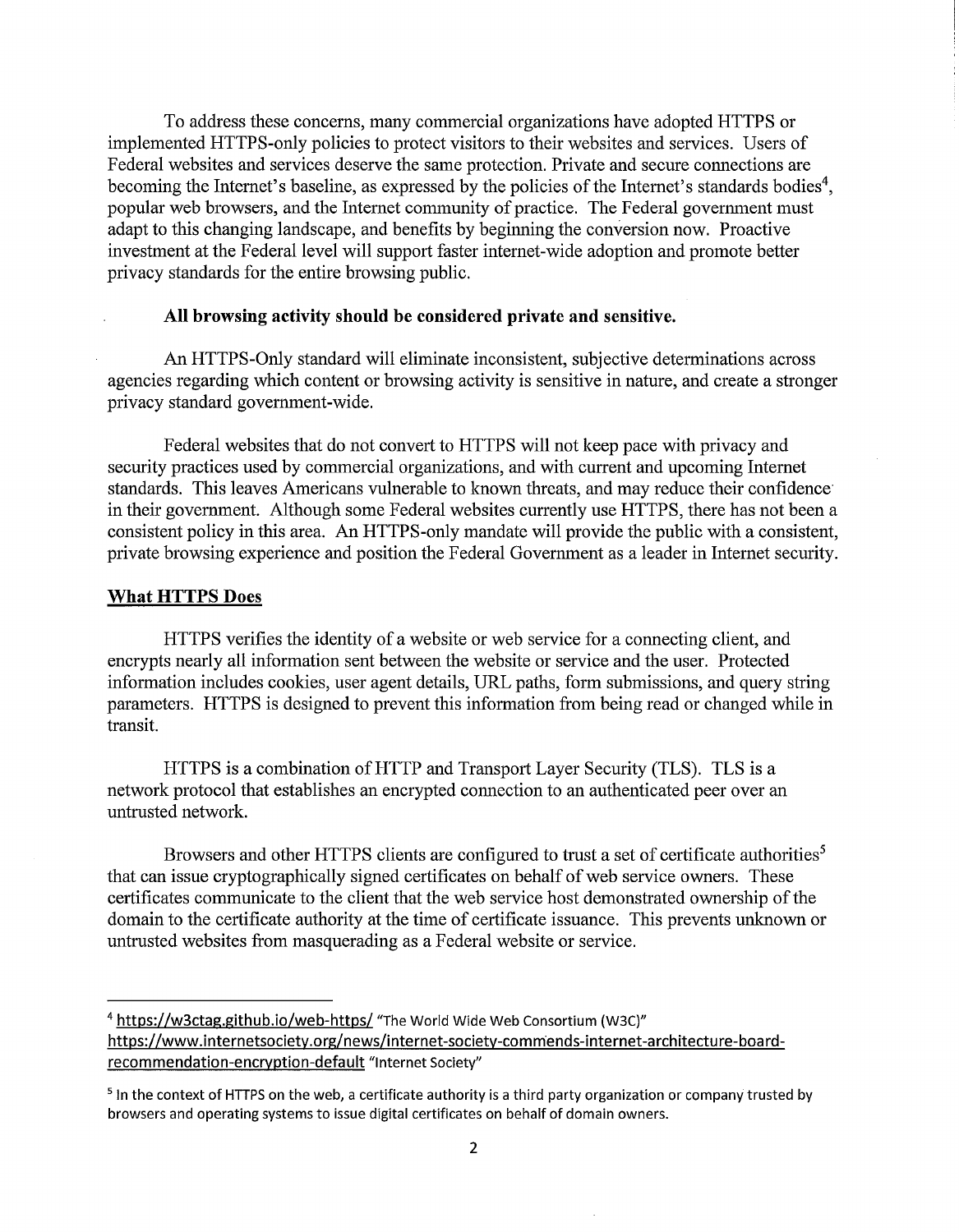To address these concerns, many commercial organizations have adopted HTTPS or implemented HTTPS-only policies to protect visitors to their websites and services. Users of Federal websites and services deserve the same protection. Private and secure connections are becoming the Internet's baseline, as expressed by the policies of the Internet's standards bodies[4], popular web browsers, and the Internet community of practice. The Federal government must adapt to this changing landscape, and benefits by beginning the conversion now. Proactive investment at the Federal level will support faster internet-wide adoption and promote better privacy standards for the entire browsing public.

**All browsing activity should be considered private and sensitive.**

An HTTPS-Only standard will eliminate inconsistent, subjective determinations across agencies regarding which content or browsing activity is sensitive in nature, and create a stronger privacy standard government-wide.

Federal websites that do not convert to HTTPS will not keep pace with privacy and security practices used by commercial organizations, and with current and upcoming Internet standards. This leaves Americans vulnerable to known threats, and may reduce their confidence in their government. Although some Federal websites currently use HTTPS, there has not been a consistent policy in this area. An HTTPS-only mandate will provide the public with a consistent, private browsing experience and position the Federal Government as a leader in Internet security.

## What HTTPS Does

HTTPS verifies the identity of a website or web service for a connecting client, and encrypts nearly all information sent between the website or service and the user. Protected information includes cookies, user agent details, URL paths, form submissions, and query string parameters. HTTPS is designed to prevent this information from being read or changed while in transit.

HTTPS is a combination of HTTP and Transport Layer Security (TLS). TLS is a network protocol that establishes an encrypted connection to an authenticated peer over an untrusted network.

Browsers and other HTTPS clients are configured to trust a set of certificate authorities[5] that can issue cryptographically signed certificates on behalf of web service owners. These certificates communicate to the client that the web service host demonstrated ownership of the domain to the certificate authority at the time of certificate issuance. This prevents unknown or untrusted websites from masquerading as a Federal website or service.

---

[4] https://w3ctag.github.io/web-https/ "The World Wide Web Consortium (W3C)"
https://www.internetsociety.org/news/internet-society-commends-internet-architecture-board-recommendation-encryption-default "Internet Society"

[5] In the context of HTTPS on the web, a certificate authority is a third party organization or company trusted by browsers and operating systems to issue digital certificates on behalf of domain owners.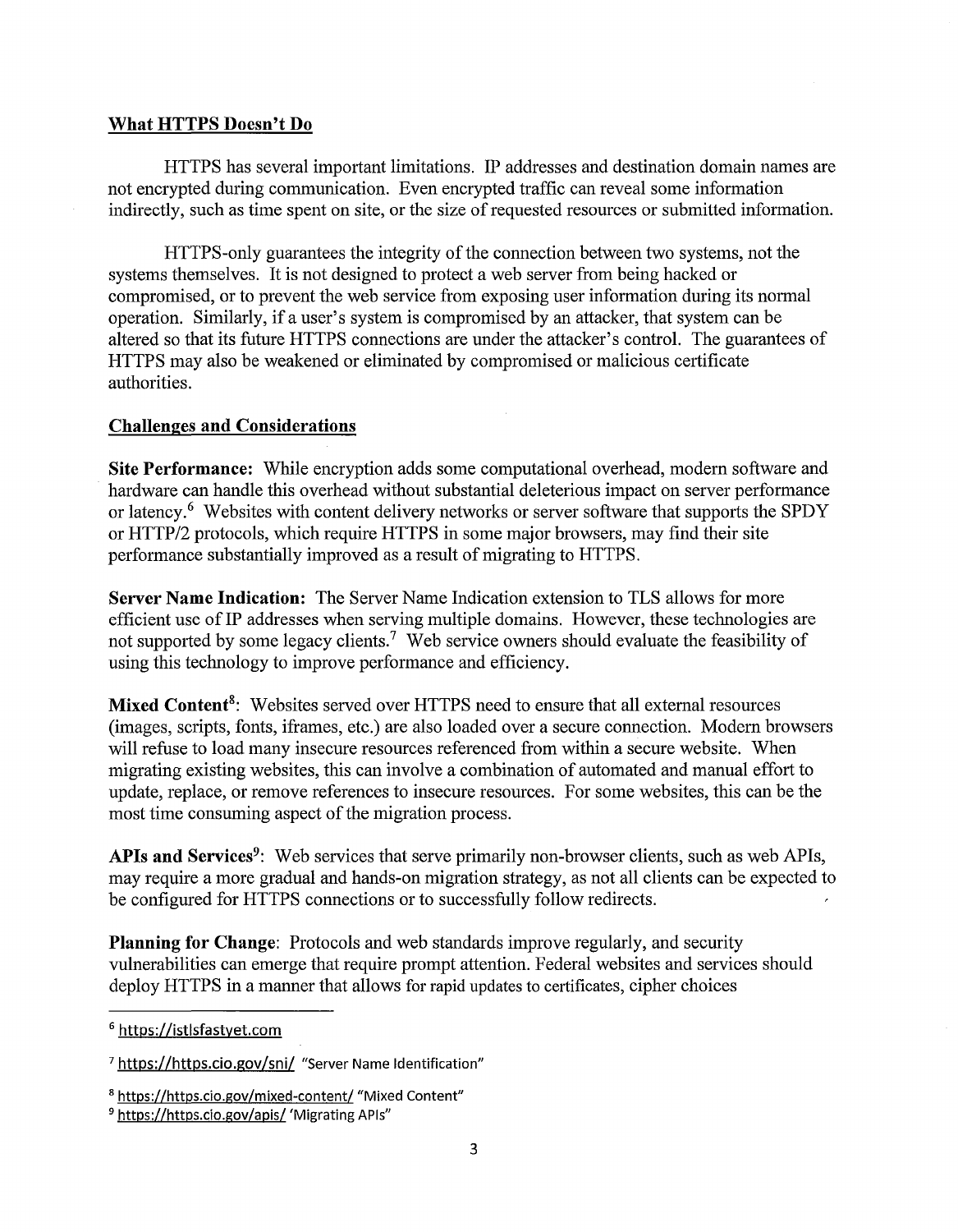## What HTTPS Doesn't Do

HTTPS has several important limitations. IP addresses and destination domain names are not encrypted during communication. Even encrypted traffic can reveal some information indirectly, such as time spent on site, or the size of requested resources or submitted information.

HTTPS-only guarantees the integrity of the connection between two systems, not the systems themselves. It is not designed to protect a web server from being hacked or compromised, or to prevent the web service from exposing user information during its normal operation. Similarly, if a user's system is compromised by an attacker, that system can be altered so that its future HTTPS connections are under the attacker's control. The guarantees of HTTPS may also be weakened or eliminated by compromised or malicious certificate authorities.

## Challenges and Considerations

**Site Performance:** While encryption adds some computational overhead, modern software and hardware can handle this overhead without substantial deleterious impact on server performance or latency.[6] Websites with content delivery networks or server software that supports the SPDY or HTTP/2 protocols, which require HTTPS in some major browsers, may find their site performance substantially improved as a result of migrating to HTTPS.

**Server Name Indication:** The Server Name Indication extension to TLS allows for more efficient use of IP addresses when serving multiple domains. However, these technologies are not supported by some legacy clients.[7] Web service owners should evaluate the feasibility of using this technology to improve performance and efficiency.

**Mixed Content[8]:** Websites served over HTTPS need to ensure that all external resources (images, scripts, fonts, iframes, etc.) are also loaded over a secure connection. Modern browsers will refuse to load many insecure resources referenced from within a secure website. When migrating existing websites, this can involve a combination of automated and manual effort to update, replace, or remove references to insecure resources. For some websites, this can be the most time consuming aspect of the migration process.

**APIs and Services[9]:** Web services that serve primarily non-browser clients, such as web APIs, may require a more gradual and hands-on migration strategy, as not all clients can be expected to be configured for HTTPS connections or to successfully follow redirects.

**Planning for Change:** Protocols and web standards improve regularly, and security vulnerabilities can emerge that require prompt attention. Federal websites and services should deploy HTTPS in a manner that allows for rapid updates to certificates, cipher choices

---

[6] https://istlsfastyet.com

[7] https://https.cio.gov/sni/ "Server Name Identification"

[8] https://https.cio.gov/mixed-content/ "Mixed Content"

[9] https://https.cio.gov/apis/ 'Migrating APIs"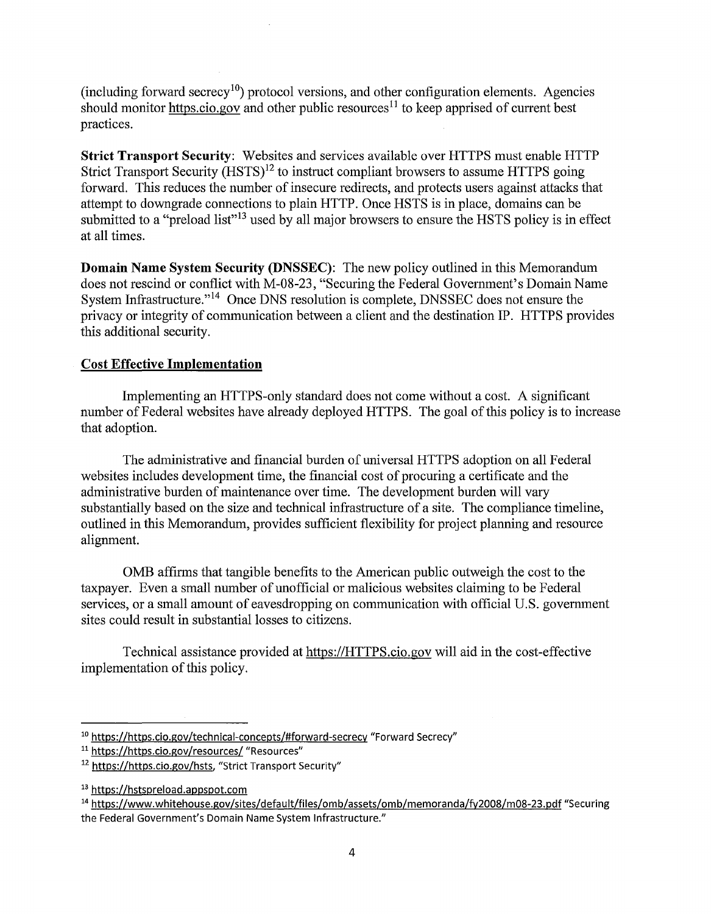(including forward secrecy[10]) protocol versions, and other configuration elements. Agencies should monitor https.cio.gov and other public resources[11] to keep apprised of current best practices.

**Strict Transport Security**: Websites and services available over HTTPS must enable HTTP Strict Transport Security (HSTS)[12] to instruct compliant browsers to assume HTTPS going forward. This reduces the number of insecure redirects, and protects users against attacks that attempt to downgrade connections to plain HTTP. Once HSTS is in place, domains can be submitted to a "preload list"[13] used by all major browsers to ensure the HSTS policy is in effect at all times.

**Domain Name System Security (DNSSEC)**: The new policy outlined in this Memorandum does not rescind or conflict with M-08-23, "Securing the Federal Government's Domain Name System Infrastructure."[14] Once DNS resolution is complete, DNSSEC does not ensure the privacy or integrity of communication between a client and the destination IP. HTTPS provides this additional security.

## Cost Effective Implementation

Implementing an HTTPS-only standard does not come without a cost. A significant number of Federal websites have already deployed HTTPS. The goal of this policy is to increase that adoption.

The administrative and financial burden of universal HTTPS adoption on all Federal websites includes development time, the financial cost of procuring a certificate and the administrative burden of maintenance over time. The development burden will vary substantially based on the size and technical infrastructure of a site. The compliance timeline, outlined in this Memorandum, provides sufficient flexibility for project planning and resource alignment.

OMB affirms that tangible benefits to the American public outweigh the cost to the taxpayer. Even a small number of unofficial or malicious websites claiming to be Federal services, or a small amount of eavesdropping on communication with official U.S. government sites could result in substantial losses to citizens.

Technical assistance provided at https://HTTPS.cio.gov will aid in the cost-effective implementation of this policy.

---

[10] https://https.cio.gov/technical-concepts/#forward-secrecy "Forward Secrecy"

[11] https://https.cio.gov/resources/ "Resources"

[12] https://https.cio.gov/hsts, "Strict Transport Security"

[13] https://hstspreload.appspot.com

[14] https://www.whitehouse.gov/sites/default/files/omb/assets/omb/memoranda/fy2008/m08-23.pdf "Securing the Federal Government's Domain Name System Infrastructure."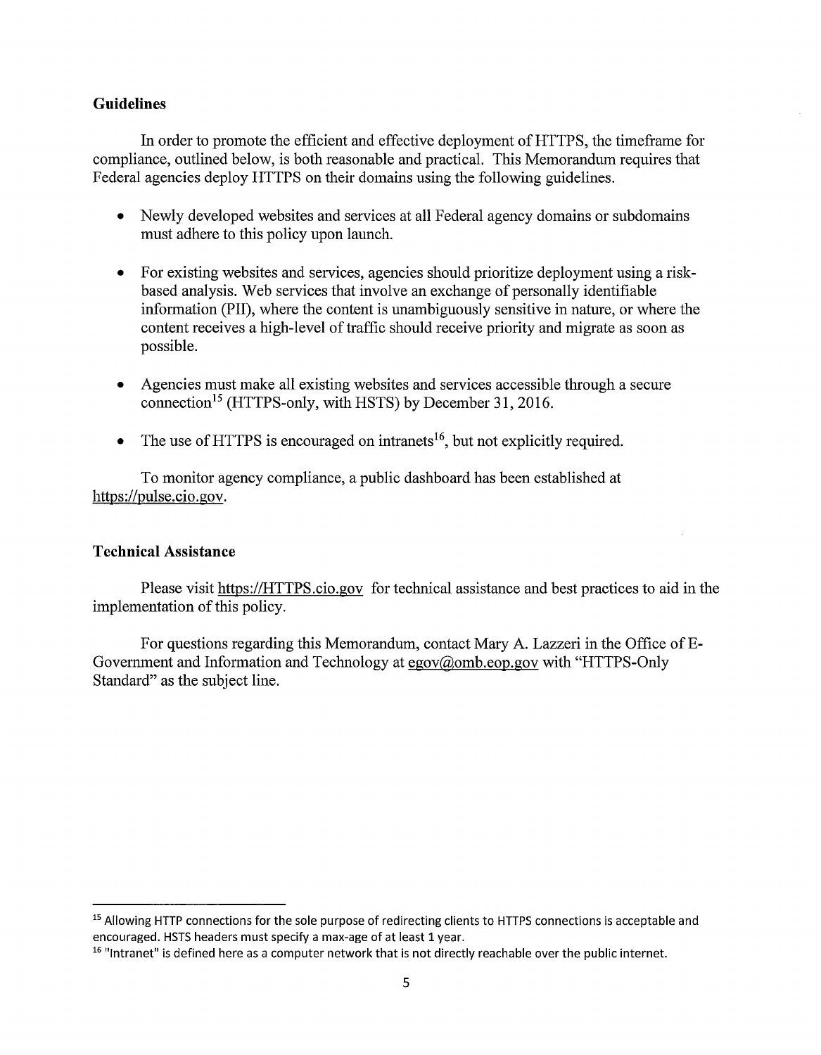## Guidelines

In order to promote the efficient and effective deployment of HTTPS, the timeframe for compliance, outlined below, is both reasonable and practical. This Memorandum requires that Federal agencies deploy HTTPS on their domains using the following guidelines.

- Newly developed websites and services at all Federal agency domains or subdomains must adhere to this policy upon launch.
- For existing websites and services, agencies should prioritize deployment using a risk-based analysis. Web services that involve an exchange of personally identifiable information (PII), where the content is unambiguously sensitive in nature, or where the content receives a high-level of traffic should receive priority and migrate as soon as possible.
- Agencies must make all existing websites and services accessible through a secure connection[15] (HTTPS-only, with HSTS) by December 31, 2016.
- The use of HTTPS is encouraged on intranets[16], but not explicitly required.

To monitor agency compliance, a public dashboard has been established at https://pulse.cio.gov.

## Technical Assistance

Please visit https://HTTPS.cio.gov for technical assistance and best practices to aid in the implementation of this policy.

For questions regarding this Memorandum, contact Mary A. Lazzeri in the Office of E-Government and Information and Technology at egov@omb.eop.gov with "HTTPS-Only Standard" as the subject line.

---

[15] Allowing HTTP connections for the sole purpose of redirecting clients to HTTPS connections is acceptable and encouraged. HSTS headers must specify a max-age of at least 1 year.

[16] "Intranet" is defined here as a computer network that is not directly reachable over the public internet.